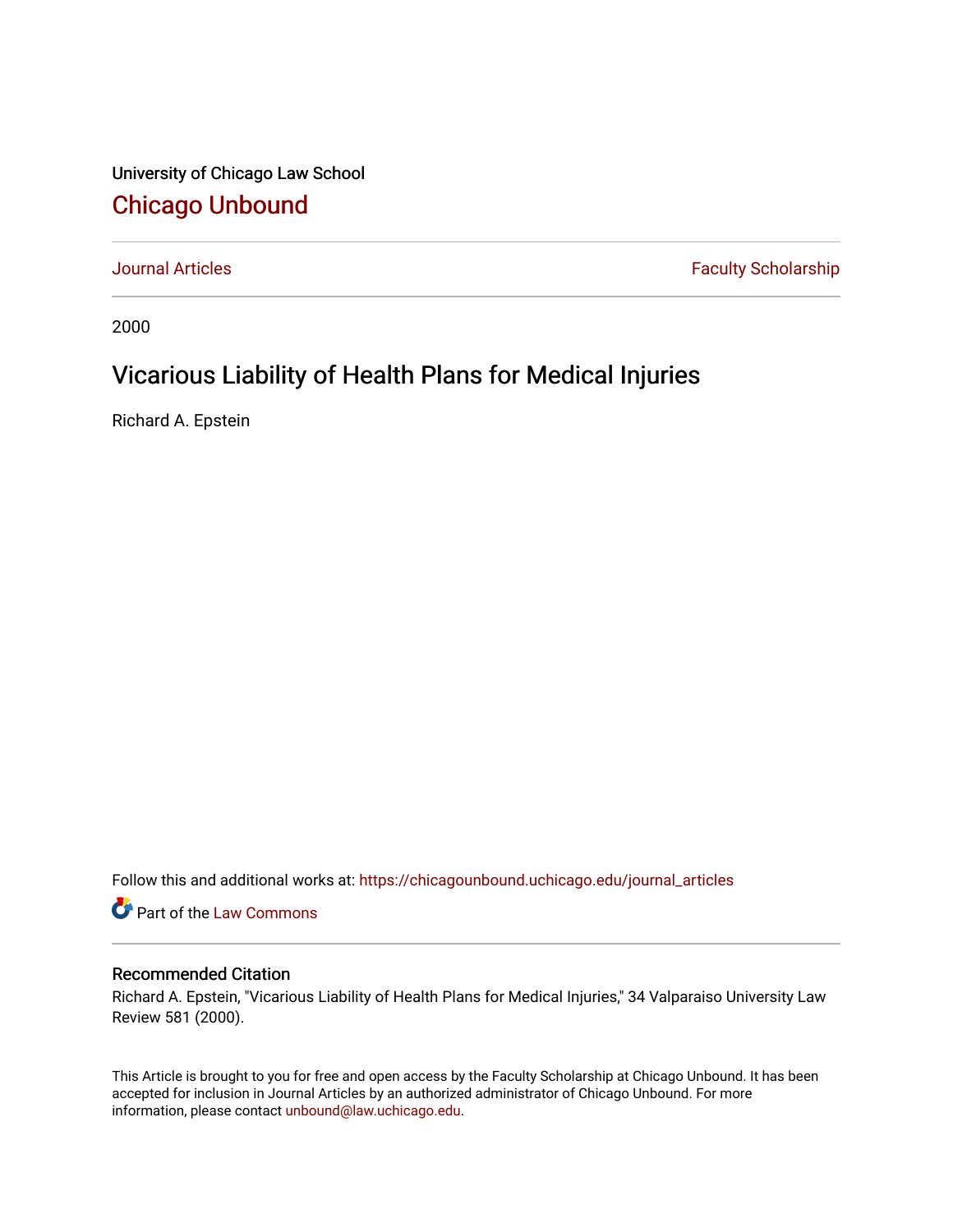University of Chicago Law School

# Chicago Unbound

Journal Articles | Faculty Scholarship

2000

## Vicarious Liability of Health Plans for Medical Injuries

Richard A. Epstein

Follow this and additional works at: https://chicagounbound.uchicago.edu/journal_articles

Part of the Law Commons

### Recommended Citation

Richard A. Epstein, "Vicarious Liability of Health Plans for Medical Injuries," 34 Valparaiso University Law Review 581 (2000).

This Article is brought to you for free and open access by the Faculty Scholarship at Chicago Unbound. It has been accepted for inclusion in Journal Articles by an authorized administrator of Chicago Unbound. For more information, please contact unbound@law.uchicago.edu.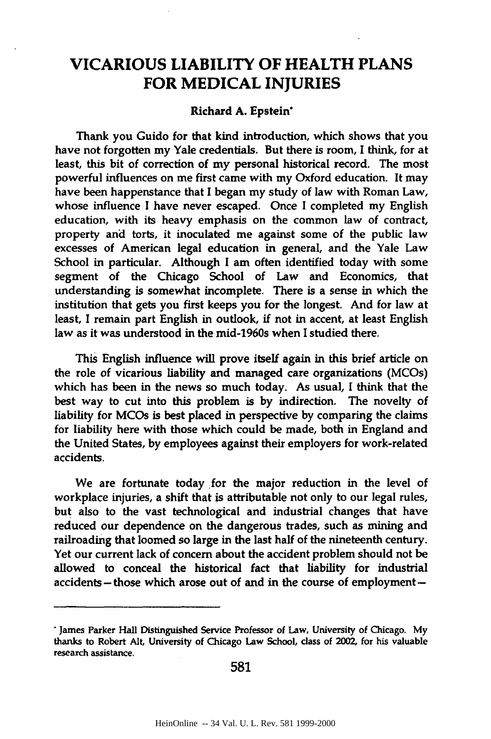# VICARIOUS LIABILITY OF HEALTH PLANS FOR MEDICAL INJURIES

**Richard A. Epstein***

Thank you Guido for that kind introduction, which shows that you have not forgotten my Yale credentials. But there is room, I think, for at least, this bit of correction of my personal historical record. The most powerful influences on me first came with my Oxford education. It may have been happenstance that I began my study of law with Roman Law, whose influence I have never escaped. Once I completed my English education, with its heavy emphasis on the common law of contract, property and torts, it inoculated me against some of the public law excesses of American legal education in general, and the Yale Law School in particular. Although I am often identified today with some segment of the Chicago School of Law and Economics, that understanding is somewhat incomplete. There is a sense in which the institution that gets you first keeps you for the longest. And for law at least, I remain part English in outlook, if not in accent, at least English law as it was understood in the mid-1960s when I studied there.

This English influence will prove itself again in this brief article on the role of vicarious liability and managed care organizations (MCOs) which has been in the news so much today. As usual, I think that the best way to cut into this problem is by indirection. The novelty of liability for MCOs is best placed in perspective by comparing the claims for liability here with those which could be made, both in England and the United States, by employees against their employers for work-related accidents.

We are fortunate today for the major reduction in the level of workplace injuries, a shift that is attributable not only to our legal rules, but also to the vast technological and industrial changes that have reduced our dependence on the dangerous trades, such as mining and railroading that loomed so large in the last half of the nineteenth century. Yet our current lack of concern about the accident problem should not be allowed to conceal the historical fact that liability for industrial accidents—those which arose out of and in the course of employment—

---

\* James Parker Hall Distinguished Service Professor of Law, University of Chicago. My thanks to Robert Alt, University of Chicago Law School, class of 2002, for his valuable research assistance.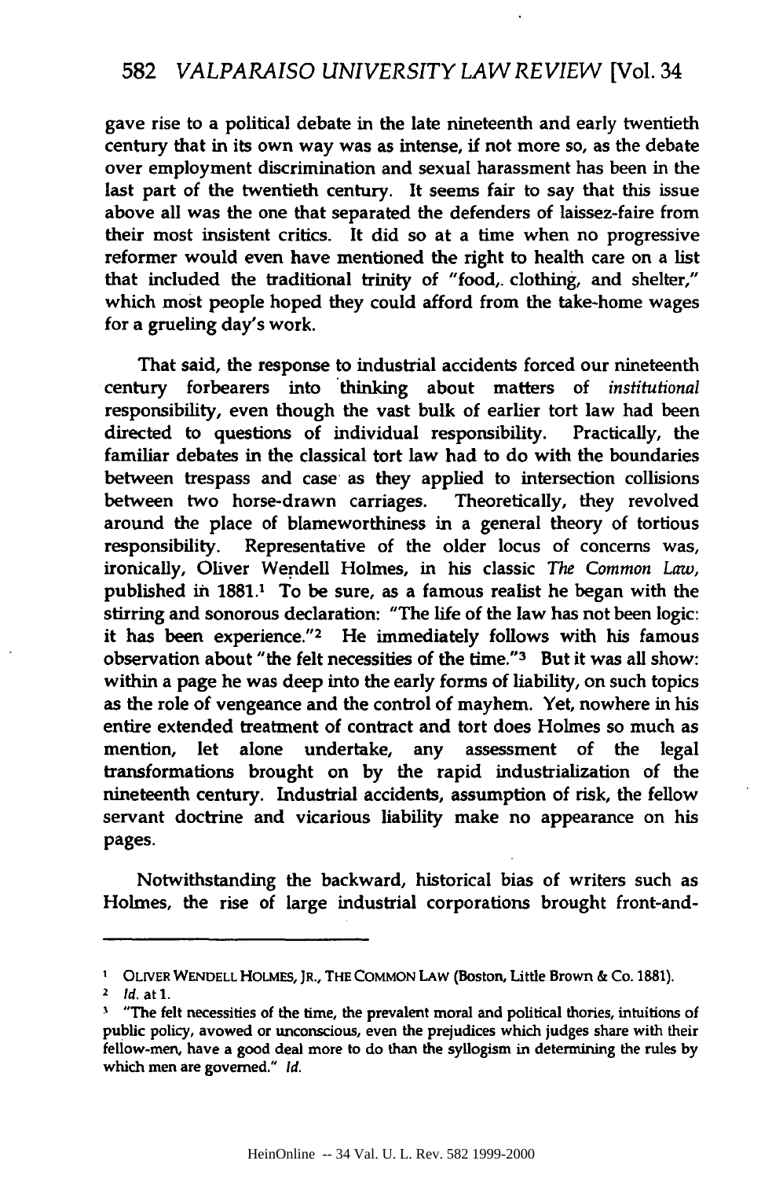gave rise to a political debate in the late nineteenth and early twentieth century that in its own way was as intense, if not more so, as the debate over employment discrimination and sexual harassment has been in the last part of the twentieth century. It seems fair to say that this issue above all was the one that separated the defenders of laissez-faire from their most insistent critics. It did so at a time when no progressive reformer would even have mentioned the right to health care on a list that included the traditional trinity of "food, clothing, and shelter," which most people hoped they could afford from the take-home wages for a grueling day's work.

That said, the response to industrial accidents forced our nineteenth century forbearers into thinking about matters of *institutional* responsibility, even though the vast bulk of earlier tort law had been directed to questions of individual responsibility. Practically, the familiar debates in the classical tort law had to do with the boundaries between trespass and case as they applied to intersection collisions between two horse-drawn carriages. Theoretically, they revolved around the place of blameworthiness in a general theory of tortious responsibility. Representative of the older locus of concerns was, ironically, Oliver Wendell Holmes, in his classic *The Common Law*, published in 1881.[1] To be sure, as a famous realist he began with the stirring and sonorous declaration: "The life of the law has not been logic: it has been experience."[2] He immediately follows with his famous observation about "the felt necessities of the time."[3] But it was all show: within a page he was deep into the early forms of liability, on such topics as the role of vengeance and the control of mayhem. Yet, nowhere in his entire extended treatment of contract and tort does Holmes so much as mention, let alone undertake, any assessment of the legal transformations brought on by the rapid industrialization of the nineteenth century. Industrial accidents, assumption of risk, the fellow servant doctrine and vicarious liability make no appearance on his pages.

Notwithstanding the backward, historical bias of writers such as Holmes, the rise of large industrial corporations brought front-and-

---

[1] OLIVER WENDELL HOLMES, JR., THE COMMON LAW (Boston, Little Brown & Co. 1881).

[2] *Id.* at 1.

[3] "The felt necessities of the time, the prevalent moral and political thories, intuitions of public policy, avowed or unconscious, even the prejudices which judges share with their fellow-men, have a good deal more to do than the syllogism in determining the rules by which men are governed." *Id.*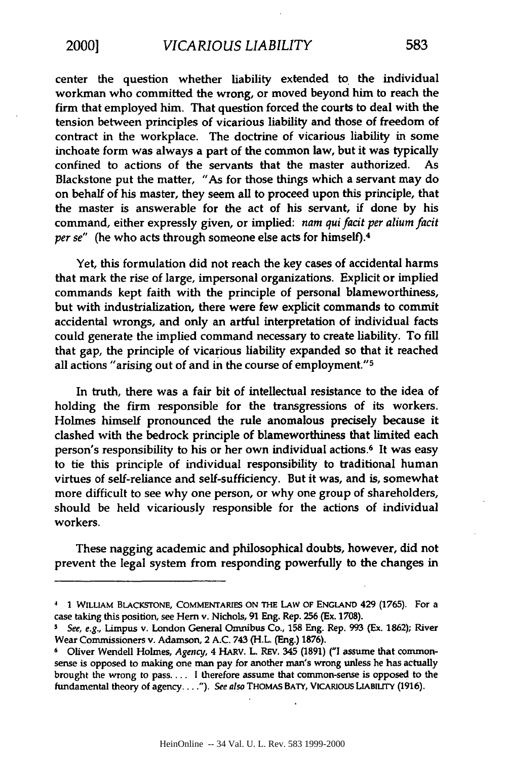center the question whether liability extended to the individual workman who committed the wrong, or moved beyond him to reach the firm that employed him. That question forced the courts to deal with the tension between principles of vicarious liability and those of freedom of contract in the workplace. The doctrine of vicarious liability in some inchoate form was always a part of the common law, but it was typically confined to actions of the servants that the master authorized. As Blackstone put the matter, "As for those things which a servant may do on behalf of his master, they seem all to proceed upon this principle, that the master is answerable for the act of his servant, if done by his command, either expressly given, or implied: *nam qui facit per alium facit per se*" (he who acts through someone else acts for himself).[4]

Yet, this formulation did not reach the key cases of accidental harms that mark the rise of large, impersonal organizations. Explicit or implied commands kept faith with the principle of personal blameworthiness, but with industrialization, there were few explicit commands to commit accidental wrongs, and only an artful interpretation of individual facts could generate the implied command necessary to create liability. To fill that gap, the principle of vicarious liability expanded so that it reached all actions "arising out of and in the course of employment."[5]

In truth, there was a fair bit of intellectual resistance to the idea of holding the firm responsible for the transgressions of its workers. Holmes himself pronounced the rule anomalous precisely because it clashed with the bedrock principle of blameworthiness that limited each person's responsibility to his or her own individual actions.[6] It was easy to tie this principle of individual responsibility to traditional human virtues of self-reliance and self-sufficiency. But it was, and is, somewhat more difficult to see why one person, or why one group of shareholders, should be held vicariously responsible for the actions of individual workers.

These nagging academic and philosophical doubts, however, did not prevent the legal system from responding powerfully to the changes in

---

[4] 1 WILLIAM BLACKSTONE, COMMENTARIES ON THE LAW OF ENGLAND 429 (1765). For a case taking this position, see Hern v. Nichols, 91 Eng. Rep. 256 (Ex. 1708).

[5] *See, e.g.*, Limpus v. London General Omnibus Co., 158 Eng. Rep. 993 (Ex. 1862); River Wear Commissioners v. Adamson, 2 A.C. 743 (H.L. (Eng.) 1876).

[6] Oliver Wendell Holmes, *Agency*, 4 HARV. L. REV. 345 (1891) ("I assume that common-sense is opposed to making one man pay for another man's wrong unless he has actually brought the wrong to pass. . . . I therefore assume that common-sense is opposed to the fundamental theory of agency. . . ."). *See also* THOMAS BATY, VICARIOUS LIABILITY (1916).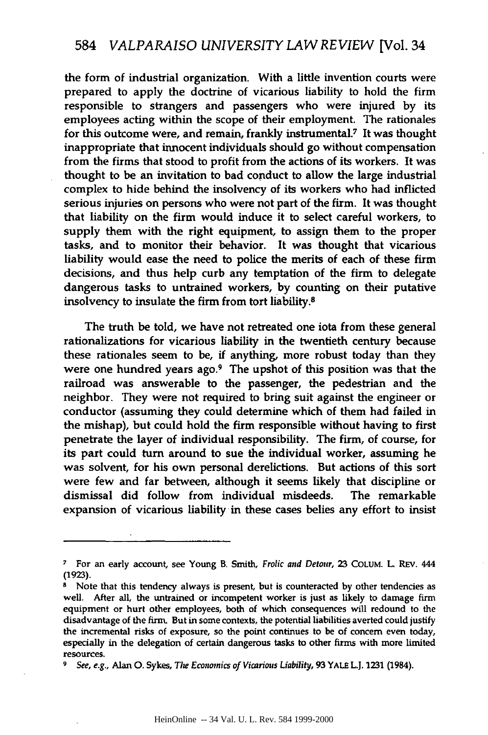the form of industrial organization. With a little invention courts were prepared to apply the doctrine of vicarious liability to hold the firm responsible to strangers and passengers who were injured by its employees acting within the scope of their employment. The rationales for this outcome were, and remain, frankly instrumental.[7] It was thought inappropriate that innocent individuals should go without compensation from the firms that stood to profit from the actions of its workers. It was thought to be an invitation to bad conduct to allow the large industrial complex to hide behind the insolvency of its workers who had inflicted serious injuries on persons who were not part of the firm. It was thought that liability on the firm would induce it to select careful workers, to supply them with the right equipment, to assign them to the proper tasks, and to monitor their behavior. It was thought that vicarious liability would ease the need to police the merits of each of these firm decisions, and thus help curb any temptation of the firm to delegate dangerous tasks to untrained workers, by counting on their putative insolvency to insulate the firm from tort liability.[8]

The truth be told, we have not retreated one iota from these general rationalizations for vicarious liability in the twentieth century because these rationales seem to be, if anything, more robust today than they were one hundred years ago.[9] The upshot of this position was that the railroad was answerable to the passenger, the pedestrian and the neighbor. They were not required to bring suit against the engineer or conductor (assuming they could determine which of them had failed in the mishap), but could hold the firm responsible without having to first penetrate the layer of individual responsibility. The firm, of course, for its part could turn around to sue the individual worker, assuming he was solvent, for his own personal derelictions. But actions of this sort were few and far between, although it seems likely that discipline or dismissal did follow from individual misdeeds. The remarkable expansion of vicarious liability in these cases belies any effort to insist

---

[7] For an early account, see Young B. Smith, *Frolic and Detour*, 23 COLUM. L. REV. 444 (1923).

[8] Note that this tendency always is present, but is counteracted by other tendencies as well. After all, the untrained or incompetent worker is just as likely to damage firm equipment or hurt other employees, both of which consequences will redound to the disadvantage of the firm. But in some contexts, the potential liabilities averted could justify the incremental risks of exposure, so the point continues to be of concern even today, especially in the delegation of certain dangerous tasks to other firms with more limited resources.

[9] *See, e.g.*, Alan O. Sykes, *The Economics of Vicarious Liability*, 93 YALE L.J. 1231 (1984).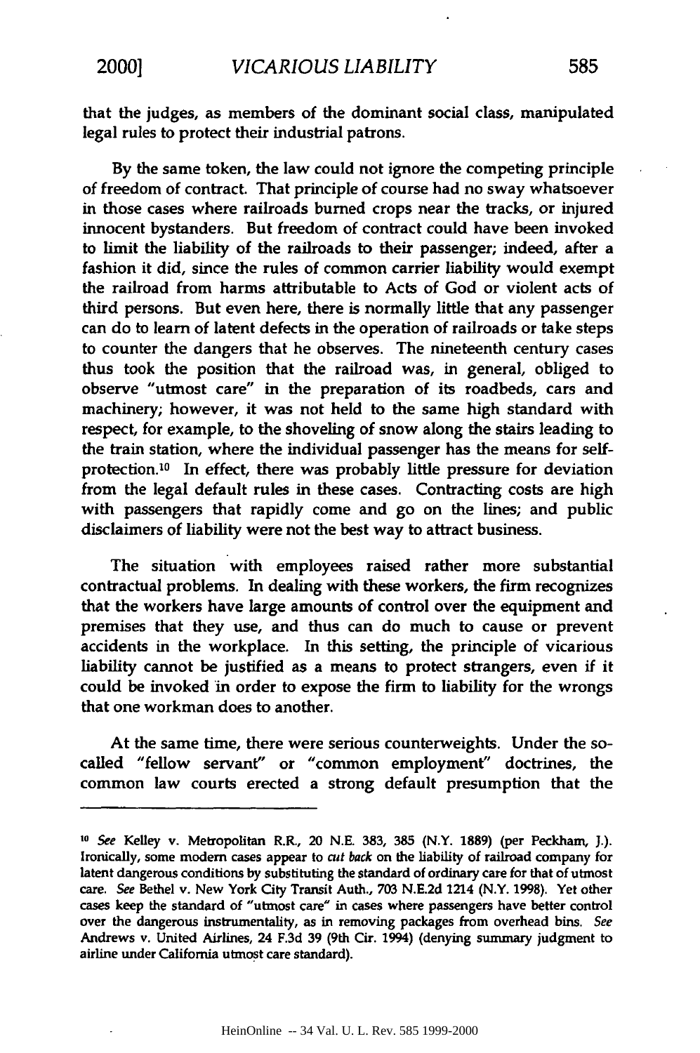that the judges, as members of the dominant social class, manipulated legal rules to protect their industrial patrons.

By the same token, the law could not ignore the competing principle of freedom of contract. That principle of course had no sway whatsoever in those cases where railroads burned crops near the tracks, or injured innocent bystanders. But freedom of contract could have been invoked to limit the liability of the railroads to their passenger; indeed, after a fashion it did, since the rules of common carrier liability would exempt the railroad from harms attributable to Acts of God or violent acts of third persons. But even here, there is normally little that any passenger can do to learn of latent defects in the operation of railroads or take steps to counter the dangers that he observes. The nineteenth century cases thus took the position that the railroad was, in general, obliged to observe "utmost care" in the preparation of its roadbeds, cars and machinery; however, it was not held to the same high standard with respect, for example, to the shoveling of snow along the stairs leading to the train station, where the individual passenger has the means for self-protection.[10] In effect, there was probably little pressure for deviation from the legal default rules in these cases. Contracting costs are high with passengers that rapidly come and go on the lines; and public disclaimers of liability were not the best way to attract business.

The situation with employees raised rather more substantial contractual problems. In dealing with these workers, the firm recognizes that the workers have large amounts of control over the equipment and premises that they use, and thus can do much to cause or prevent accidents in the workplace. In this setting, the principle of vicarious liability cannot be justified as a means to protect strangers, even if it could be invoked in order to expose the firm to liability for the wrongs that one workman does to another.

At the same time, there were serious counterweights. Under the so-called "fellow servant" or "common employment" doctrines, the common law courts erected a strong default presumption that the

---

[10] *See* Kelley v. Metropolitan R.R., 20 N.E. 383, 385 (N.Y. 1889) (per Peckham, J.). Ironically, some modern cases appear to *cut back* on the liability of railroad company for latent dangerous conditions by substituting the standard of ordinary care for that of utmost care. *See* Bethel v. New York City Transit Auth., 703 N.E.2d 1214 (N.Y. 1998). Yet other cases keep the standard of "utmost care" in cases where passengers have better control over the dangerous instrumentality, as in removing packages from overhead bins. *See* Andrews v. United Airlines, 24 F.3d 39 (9th Cir. 1994) (denying summary judgment to airline under California utmost care standard).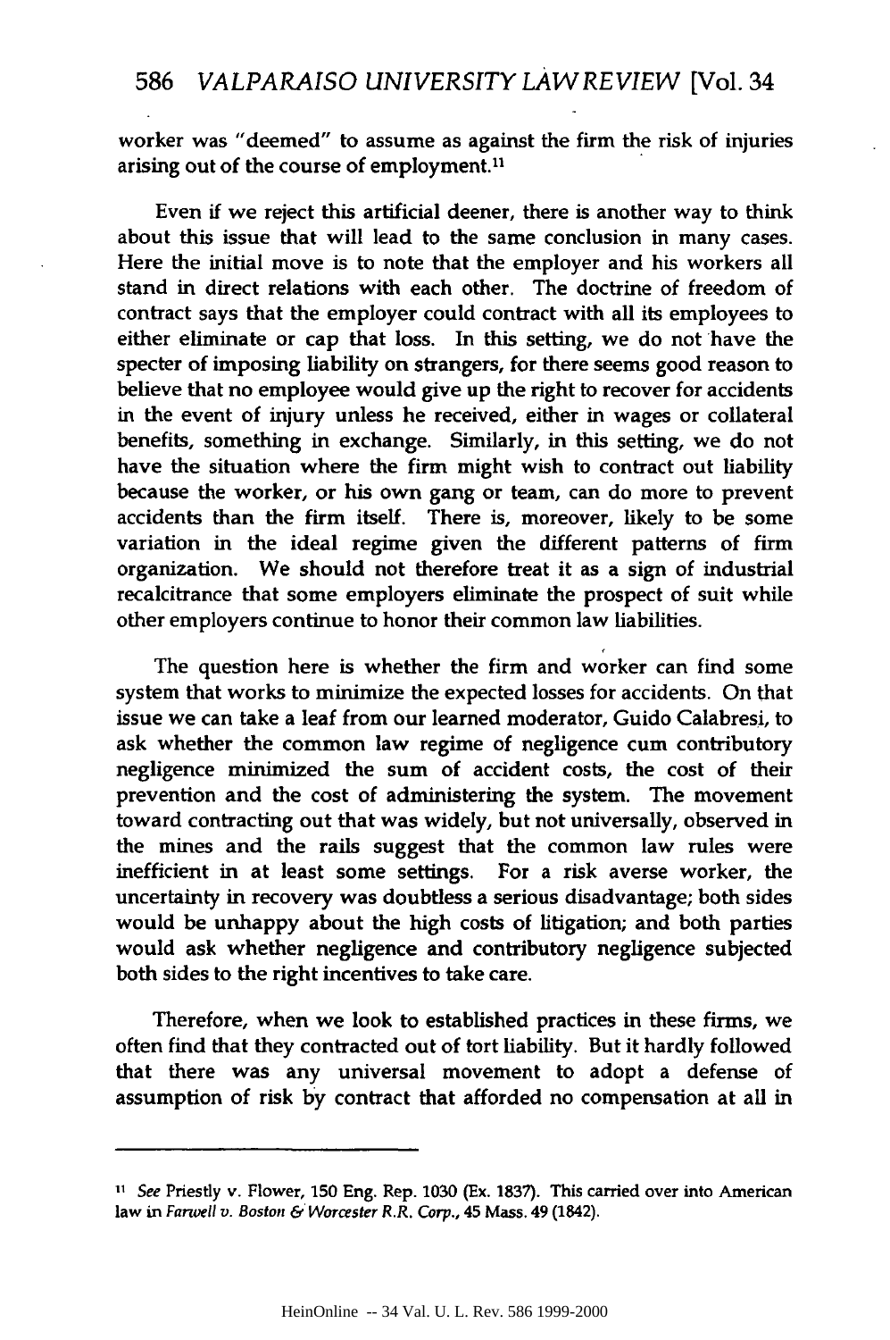worker was "deemed" to assume as against the firm the risk of injuries arising out of the course of employment.[11]

Even if we reject this artificial deener, there is another way to think about this issue that will lead to the same conclusion in many cases. Here the initial move is to note that the employer and his workers all stand in direct relations with each other. The doctrine of freedom of contract says that the employer could contract with all its employees to either eliminate or cap that loss. In this setting, we do not have the specter of imposing liability on strangers, for there seems good reason to believe that no employee would give up the right to recover for accidents in the event of injury unless he received, either in wages or collateral benefits, something in exchange. Similarly, in this setting, we do not have the situation where the firm might wish to contract out liability because the worker, or his own gang or team, can do more to prevent accidents than the firm itself. There is, moreover, likely to be some variation in the ideal regime given the different patterns of firm organization. We should not therefore treat it as a sign of industrial recalcitrance that some employers eliminate the prospect of suit while other employers continue to honor their common law liabilities.

The question here is whether the firm and worker can find some system that works to minimize the expected losses for accidents. On that issue we can take a leaf from our learned moderator, Guido Calabresi, to ask whether the common law regime of negligence cum contributory negligence minimized the sum of accident costs, the cost of their prevention and the cost of administering the system. The movement toward contracting out that was widely, but not universally, observed in the mines and the rails suggest that the common law rules were inefficient in at least some settings. For a risk averse worker, the uncertainty in recovery was doubtless a serious disadvantage; both sides would be unhappy about the high costs of litigation; and both parties would ask whether negligence and contributory negligence subjected both sides to the right incentives to take care.

Therefore, when we look to established practices in these firms, we often find that they contracted out of tort liability. But it hardly followed that there was any universal movement to adopt a defense of assumption of risk by contract that afforded no compensation at all in

---

[11] *See* Priestly v. Flower, 150 Eng. Rep. 1030 (Ex. 1837). This carried over into American law in *Farwell v. Boston & Worcester R.R. Corp.*, 45 Mass. 49 (1842).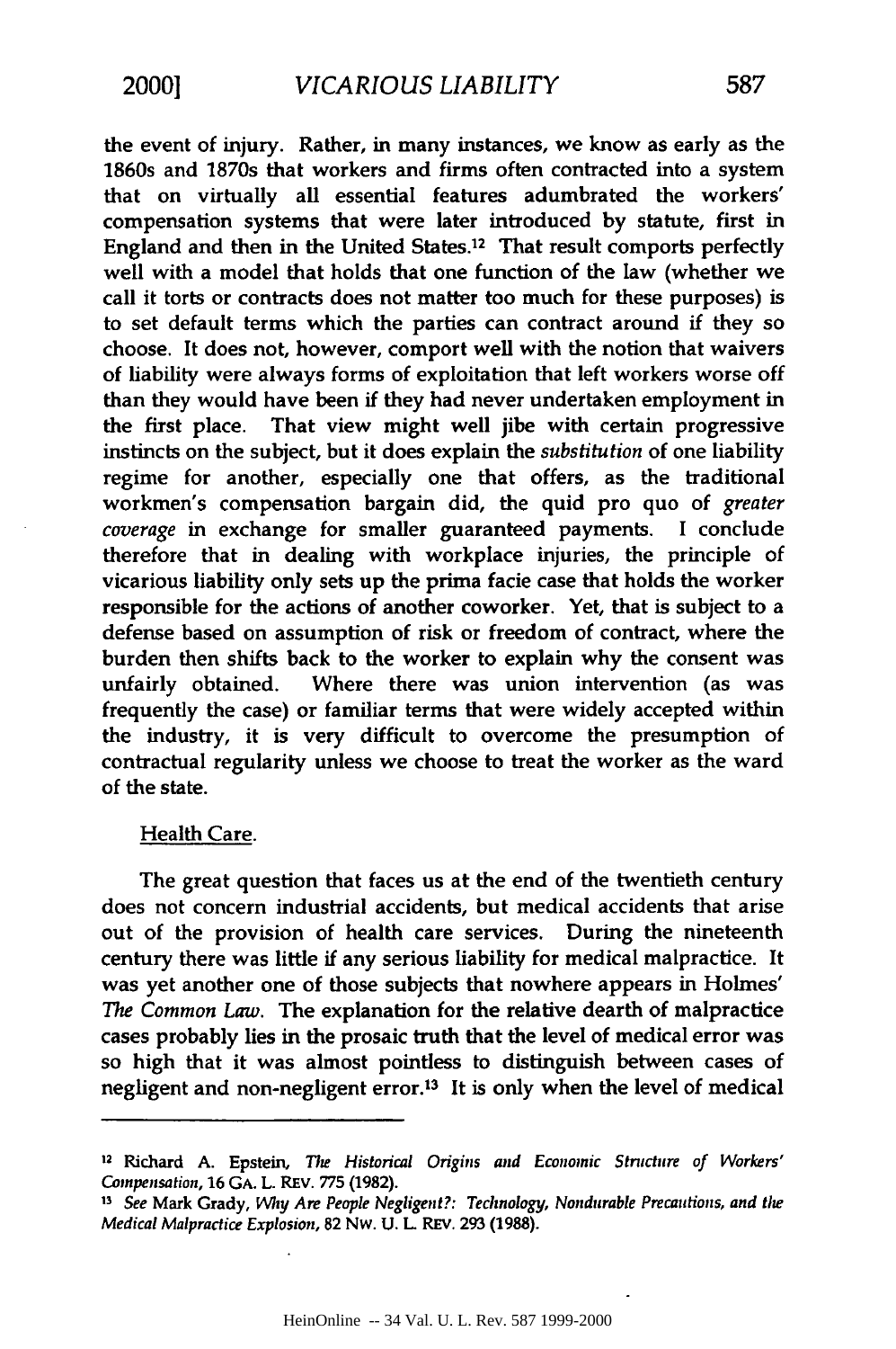the event of injury. Rather, in many instances, we know as early as the 1860s and 1870s that workers and firms often contracted into a system that on virtually all essential features adumbrated the workers' compensation systems that were later introduced by statute, first in England and then in the United States.[12] That result comports perfectly well with a model that holds that one function of the law (whether we call it torts or contracts does not matter too much for these purposes) is to set default terms which the parties can contract around if they so choose. It does not, however, comport well with the notion that waivers of liability were always forms of exploitation that left workers worse off than they would have been if they had never undertaken employment in the first place. That view might well jibe with certain progressive instincts on the subject, but it does explain the *substitution* of one liability regime for another, especially one that offers, as the traditional workmen's compensation bargain did, the quid pro quo of *greater coverage* in exchange for smaller guaranteed payments. I conclude therefore that in dealing with workplace injuries, the principle of vicarious liability only sets up the prima facie case that holds the worker responsible for the actions of another coworker. Yet, that is subject to a defense based on assumption of risk or freedom of contract, where the burden then shifts back to the worker to explain why the consent was unfairly obtained. Where there was union intervention (as was frequently the case) or familiar terms that were widely accepted within the industry, it is very difficult to overcome the presumption of contractual regularity unless we choose to treat the worker as the ward of the state.

Health Care.

The great question that faces us at the end of the twentieth century does not concern industrial accidents, but medical accidents that arise out of the provision of health care services. During the nineteenth century there was little if any serious liability for medical malpractice. It was yet another one of those subjects that nowhere appears in Holmes' *The Common Law*. The explanation for the relative dearth of malpractice cases probably lies in the prosaic truth that the level of medical error was so high that it was almost pointless to distinguish between cases of negligent and non-negligent error.[13] It is only when the level of medical

---

[12] Richard A. Epstein, *The Historical Origins and Economic Structure of Workers' Compensation*, 16 GA. L. REV. 775 (1982).

[13] *See* Mark Grady, *Why Are People Negligent?: Technology, Nondurable Precautions, and the Medical Malpractice Explosion*, 82 NW. U. L. REV. 293 (1988).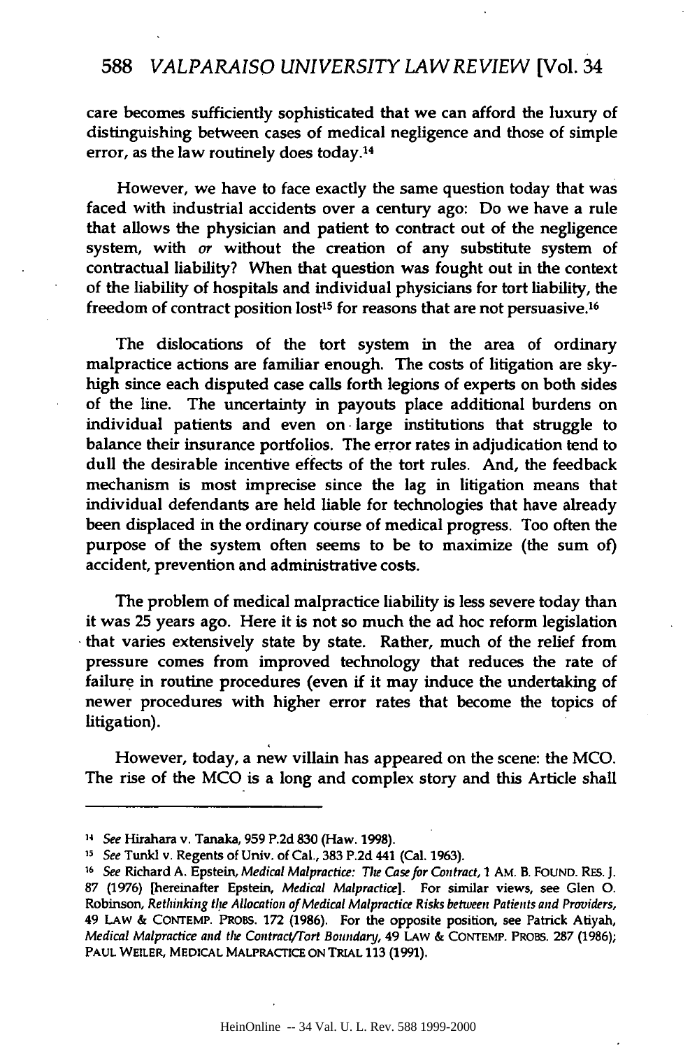care becomes sufficiently sophisticated that we can afford the luxury of distinguishing between cases of medical negligence and those of simple error, as the law routinely does today.[14]

However, we have to face exactly the same question today that was faced with industrial accidents over a century ago: Do we have a rule that allows the physician and patient to contract out of the negligence system, with *or* without the creation of any substitute system of contractual liability? When that question was fought out in the context of the liability of hospitals and individual physicians for tort liability, the freedom of contract position lost[15] for reasons that are not persuasive.[16]

The dislocations of the tort system in the area of ordinary malpractice actions are familiar enough. The costs of litigation are sky-high since each disputed case calls forth legions of experts on both sides of the line. The uncertainty in payouts place additional burdens on individual patients and even on large institutions that struggle to balance their insurance portfolios. The error rates in adjudication tend to dull the desirable incentive effects of the tort rules. And, the feedback mechanism is most imprecise since the lag in litigation means that individual defendants are held liable for technologies that have already been displaced in the ordinary course of medical progress. Too often the purpose of the system often seems to be to maximize (the sum of) accident, prevention and administrative costs.

The problem of medical malpractice liability is less severe today than it was 25 years ago. Here it is not so much the ad hoc reform legislation that varies extensively state by state. Rather, much of the relief from pressure comes from improved technology that reduces the rate of failure in routine procedures (even if it may induce the undertaking of newer procedures with higher error rates that become the topics of litigation).

However, today, a new villain has appeared on the scene: the MCO. The rise of the MCO is a long and complex story and this Article shall

---

[14] *See* Hirahara v. Tanaka, 959 P.2d 830 (Haw. 1998).

[15] *See* Tunkl v. Regents of Univ. of Cal., 383 P.2d 441 (Cal. 1963).

[16] *See* Richard A. Epstein, *Medical Malpractice: The Case for Contract*, 1 AM. B. FOUND. RES. J. 87 (1976) [hereinafter Epstein, *Medical Malpractice*]. For similar views, see Glen O. Robinson, *Rethinking the Allocation of Medical Malpractice Risks between Patients and Providers*, 49 LAW & CONTEMP. PROBS. 172 (1986). For the opposite position, see Patrick Atiyah, *Medical Malpractice and the Contract/Tort Boundary*, 49 LAW & CONTEMP. PROBS. 287 (1986); PAUL WEILER, MEDICAL MALPRACTICE ON TRIAL 113 (1991).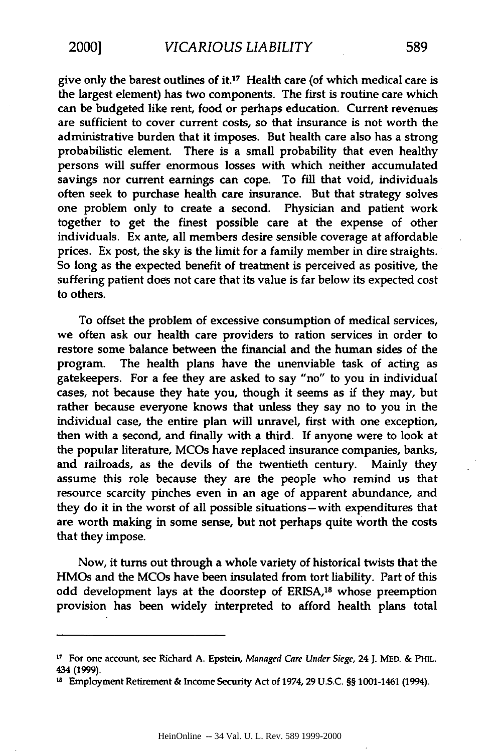give only the barest outlines of it.[17] Health care (of which medical care is the largest element) has two components. The first is routine care which can be budgeted like rent, food or perhaps education. Current revenues are sufficient to cover current costs, so that insurance is not worth the administrative burden that it imposes. But health care also has a strong probabilistic element. There is a small probability that even healthy persons will suffer enormous losses with which neither accumulated savings nor current earnings can cope. To fill that void, individuals often seek to purchase health care insurance. But that strategy solves one problem only to create a second. Physician and patient work together to get the finest possible care at the expense of other individuals. Ex ante, all members desire sensible coverage at affordable prices. Ex post, the sky is the limit for a family member in dire straights. So long as the expected benefit of treatment is perceived as positive, the suffering patient does not care that its value is far below its expected cost to others.

To offset the problem of excessive consumption of medical services, we often ask our health care providers to ration services in order to restore some balance between the financial and the human sides of the program. The health plans have the unenviable task of acting as gatekeepers. For a fee they are asked to say "no" to you in individual cases, not because they hate you, though it seems as if they may, but rather because everyone knows that unless they say no to you in the individual case, the entire plan will unravel, first with one exception, then with a second, and finally with a third. If anyone were to look at the popular literature, MCOs have replaced insurance companies, banks, and railroads, as the devils of the twentieth century. Mainly they assume this role because they are the people who remind us that resource scarcity pinches even in an age of apparent abundance, and they do it in the worst of all possible situations—with expenditures that are worth making in some sense, but not perhaps quite worth the costs that they impose.

Now, it turns out through a whole variety of historical twists that the HMOs and the MCOs have been insulated from tort liability. Part of this odd development lays at the doorstep of ERISA,[18] whose preemption provision has been widely interpreted to afford health plans total

---

[17] For one account, see Richard A. Epstein, *Managed Care Under Siege*, 24 J. MED. & PHIL. 434 (1999).

[18] Employment Retirement & Income Security Act of 1974, 29 U.S.C. §§ 1001-1461 (1994).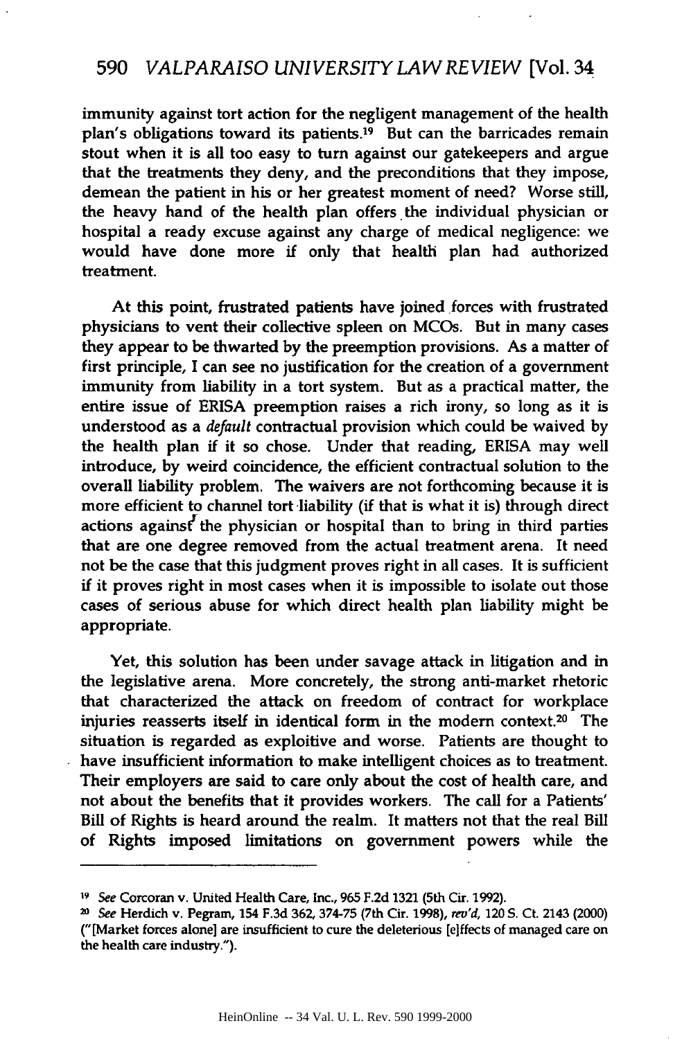immunity against tort action for the negligent management of the health plan's obligations toward its patients.[19] But can the barricades remain stout when it is all too easy to turn against our gatekeepers and argue that the treatments they deny, and the preconditions that they impose, demean the patient in his or her greatest moment of need? Worse still, the heavy hand of the health plan offers the individual physician or hospital a ready excuse against any charge of medical negligence: we would have done more if only that health plan had authorized treatment.

At this point, frustrated patients have joined forces with frustrated physicians to vent their collective spleen on MCOs. But in many cases they appear to be thwarted by the preemption provisions. As a matter of first principle, I can see no justification for the creation of a government immunity from liability in a tort system. But as a practical matter, the entire issue of ERISA preemption raises a rich irony, so long as it is understood as a *default* contractual provision which could be waived by the health plan if it so chose. Under that reading, ERISA may well introduce, by weird coincidence, the efficient contractual solution to the overall liability problem. The waivers are not forthcoming because it is more efficient to channel tort liability (if that is what it is) through direct actions against the physician or hospital than to bring in third parties that are one degree removed from the actual treatment arena. It need not be the case that this judgment proves right in all cases. It is sufficient if it proves right in most cases when it is impossible to isolate out those cases of serious abuse for which direct health plan liability might be appropriate.

Yet, this solution has been under savage attack in litigation and in the legislative arena. More concretely, the strong anti-market rhetoric that characterized the attack on freedom of contract for workplace injuries reasserts itself in identical form in the modern context.[20] The situation is regarded as exploitive and worse. Patients are thought to have insufficient information to make intelligent choices as to treatment. Their employers are said to care only about the cost of health care, and not about the benefits that it provides workers. The call for a Patients' Bill of Rights is heard around the realm. It matters not that the real Bill of Rights imposed limitations on government powers while the

---

[19] *See* Corcoran v. United Health Care, Inc., 965 F.2d 1321 (5th Cir. 1992).

[20] *See* Herdich v. Pegram, 154 F.3d 362, 374-75 (7th Cir. 1998), *rev'd*, 120 S. Ct. 2143 (2000) ("[Market forces alone] are insufficient to cure the deleterious [e]ffects of managed care on the health care industry.").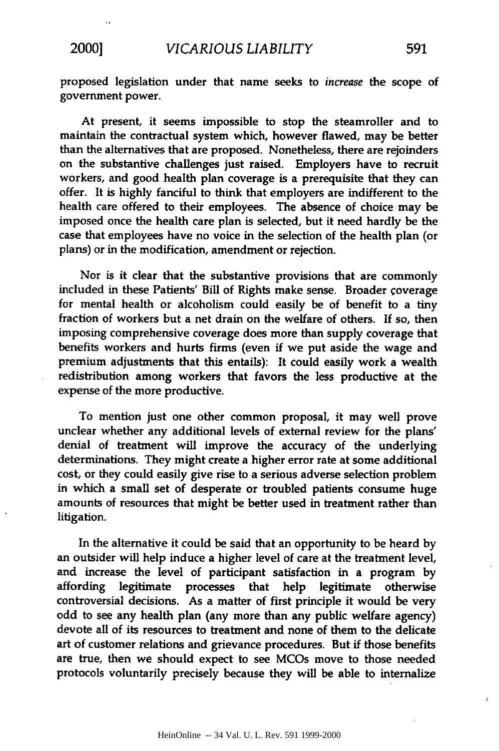proposed legislation under that name seeks to *increase* the scope of government power.

At present, it seems impossible to stop the steamroller and to maintain the contractual system which, however flawed, may be better than the alternatives that are proposed. Nonetheless, there are rejoinders on the substantive challenges just raised. Employers have to recruit workers, and good health plan coverage is a prerequisite that they can offer. It is highly fanciful to think that employers are indifferent to the health care offered to their employees. The absence of choice may be imposed once the health care plan is selected, but it need hardly be the case that employees have no voice in the selection of the health plan (or plans) or in the modification, amendment or rejection.

Nor is it clear that the substantive provisions that are commonly included in these Patients' Bill of Rights make sense. Broader coverage for mental health or alcoholism could easily be of benefit to a tiny fraction of workers but a net drain on the welfare of others. If so, then imposing comprehensive coverage does more than supply coverage that benefits workers and hurts firms (even if we put aside the wage and premium adjustments that this entails): It could easily work a wealth redistribution among workers that favors the less productive at the expense of the more productive.

To mention just one other common proposal, it may well prove unclear whether any additional levels of external review for the plans' denial of treatment will improve the accuracy of the underlying determinations. They might create a higher error rate at some additional cost, or they could easily give rise to a serious adverse selection problem in which a small set of desperate or troubled patients consume huge amounts of resources that might be better used in treatment rather than litigation.

In the alternative it could be said that an opportunity to be heard by an outsider will help induce a higher level of care at the treatment level, and increase the level of participant satisfaction in a program by affording legitimate processes that help legitimate otherwise controversial decisions. As a matter of first principle it would be very odd to see any health plan (any more than any public welfare agency) devote all of its resources to treatment and none of them to the delicate art of customer relations and grievance procedures. But if those benefits are true, then we should expect to see MCOs move to those needed protocols voluntarily precisely because they will be able to internalize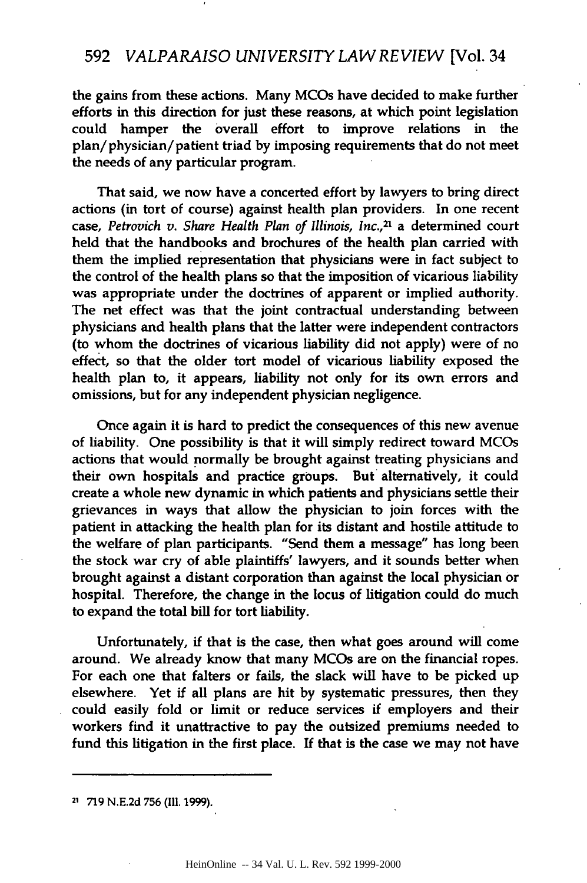the gains from these actions. Many MCOs have decided to make further efforts in this direction for just these reasons, at which point legislation could hamper the overall effort to improve relations in the plan/physician/patient triad by imposing requirements that do not meet the needs of any particular program.

That said, we now have a concerted effort by lawyers to bring direct actions (in tort of course) against health plan providers. In one recent case, *Petrovich v. Share Health Plan of Illinois, Inc.*,[21] a determined court held that the handbooks and brochures of the health plan carried with them the implied representation that physicians were in fact subject to the control of the health plans so that the imposition of vicarious liability was appropriate under the doctrines of apparent or implied authority. The net effect was that the joint contractual understanding between physicians and health plans that the latter were independent contractors (to whom the doctrines of vicarious liability did not apply) were of no effect, so that the older tort model of vicarious liability exposed the health plan to, it appears, liability not only for its own errors and omissions, but for any independent physician negligence.

Once again it is hard to predict the consequences of this new avenue of liability. One possibility is that it will simply redirect toward MCOs actions that would normally be brought against treating physicians and their own hospitals and practice groups. But alternatively, it could create a whole new dynamic in which patients and physicians settle their grievances in ways that allow the physician to join forces with the patient in attacking the health plan for its distant and hostile attitude to the welfare of plan participants. "Send them a message" has long been the stock war cry of able plaintiffs' lawyers, and it sounds better when brought against a distant corporation than against the local physician or hospital. Therefore, the change in the locus of litigation could do much to expand the total bill for tort liability.

Unfortunately, if that is the case, then what goes around will come around. We already know that many MCOs are on the financial ropes. For each one that falters or fails, the slack will have to be picked up elsewhere. Yet if all plans are hit by systematic pressures, then they could easily fold or limit or reduce services if employers and their workers find it unattractive to pay the outsized premiums needed to fund this litigation in the first place. If that is the case we may not have

---

[21] 719 N.E.2d 756 (Ill. 1999).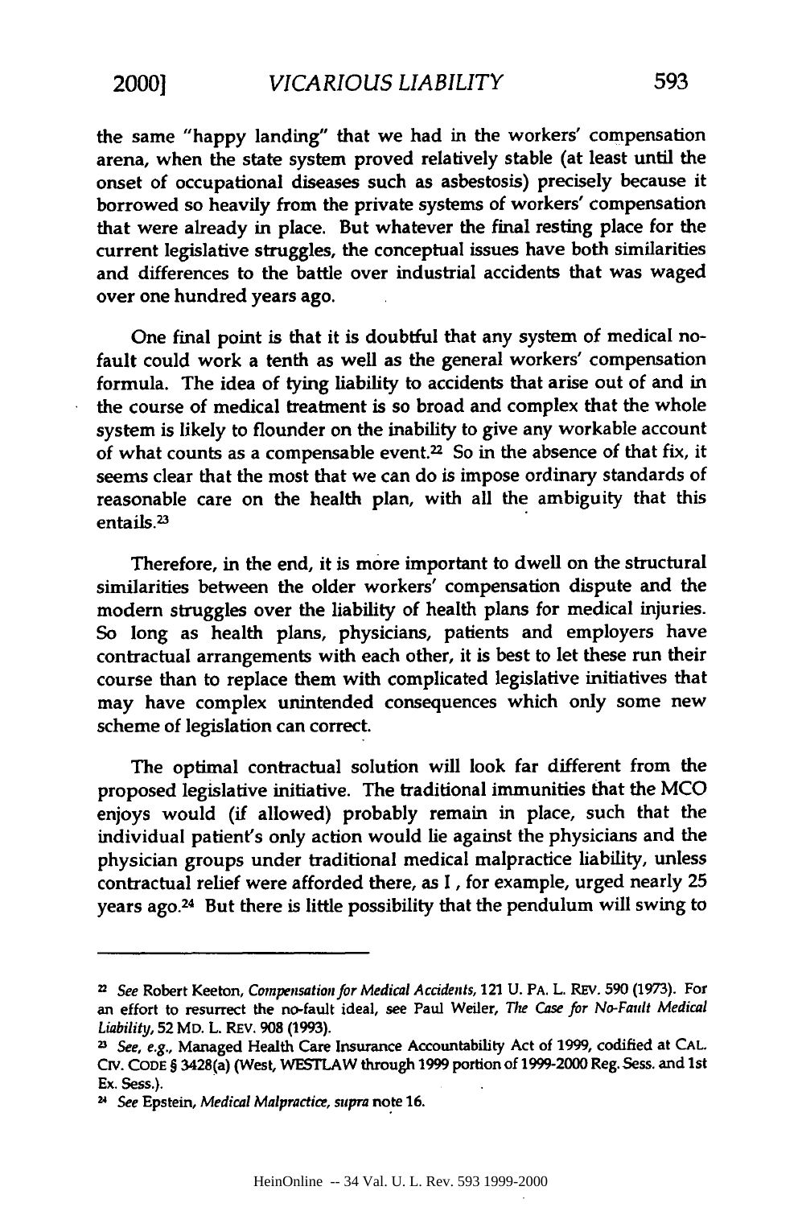the same "happy landing" that we had in the workers' compensation arena, when the state system proved relatively stable (at least until the onset of occupational diseases such as asbestosis) precisely because it borrowed so heavily from the private systems of workers' compensation that were already in place. But whatever the final resting place for the current legislative struggles, the conceptual issues have both similarities and differences to the battle over industrial accidents that was waged over one hundred years ago.

One final point is that it is doubtful that any system of medical no-fault could work a tenth as well as the general workers' compensation formula. The idea of tying liability to accidents that arise out of and in the course of medical treatment is so broad and complex that the whole system is likely to flounder on the inability to give any workable account of what counts as a compensable event.[22] So in the absence of that fix, it seems clear that the most that we can do is impose ordinary standards of reasonable care on the health plan, with all the ambiguity that this entails.[23]

Therefore, in the end, it is more important to dwell on the structural similarities between the older workers' compensation dispute and the modern struggles over the liability of health plans for medical injuries. So long as health plans, physicians, patients and employers have contractual arrangements with each other, it is best to let these run their course than to replace them with complicated legislative initiatives that may have complex unintended consequences which only some new scheme of legislation can correct.

The optimal contractual solution will look far different from the proposed legislative initiative. The traditional immunities that the MCO enjoys would (if allowed) probably remain in place, such that the individual patient's only action would lie against the physicians and the physician groups under traditional medical malpractice liability, unless contractual relief were afforded there, as I , for example, urged nearly 25 years ago.[24] But there is little possibility that the pendulum will swing to

---

[22] *See* Robert Keeton, *Compensation for Medical Accidents*, 121 U. PA. L. REV. 590 (1973). For an effort to resurrect the no-fault ideal, see Paul Weiler, *The Case for No-Fault Medical Liability*, 52 MD. L. REV. 908 (1993).

[23] *See, e.g.*, Managed Health Care Insurance Accountability Act of 1999, codified at CAL. CIV. CODE § 3428(a) (West, WESTLAW through 1999 portion of 1999-2000 Reg. Sess. and 1st Ex. Sess.).

[24] *See* Epstein, *Medical Malpractice*, *supra* note 16.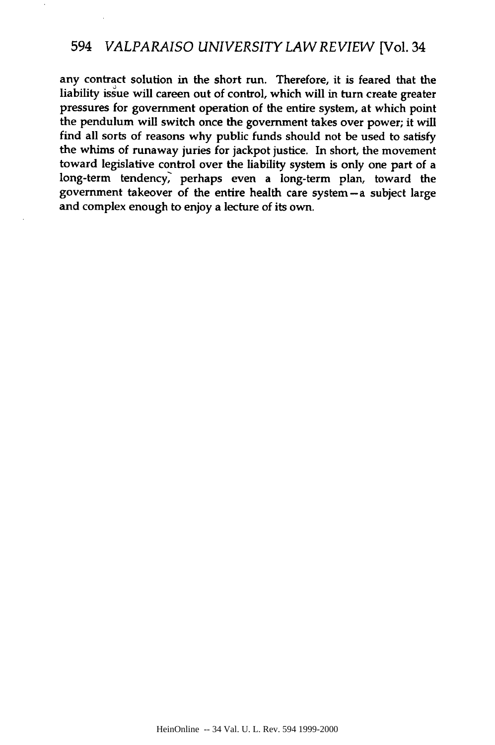any contract solution in the short run. Therefore, it is feared that the liability issue will careen out of control, which will in turn create greater pressures for government operation of the entire system, at which point the pendulum will switch once the government takes over power; it will find all sorts of reasons why public funds should not be used to satisfy the whims of runaway juries for jackpot justice. In short, the movement toward legislative control over the liability system is only one part of a long-term tendency, perhaps even a long-term plan, toward the government takeover of the entire health care system—a subject large and complex enough to enjoy a lecture of its own.